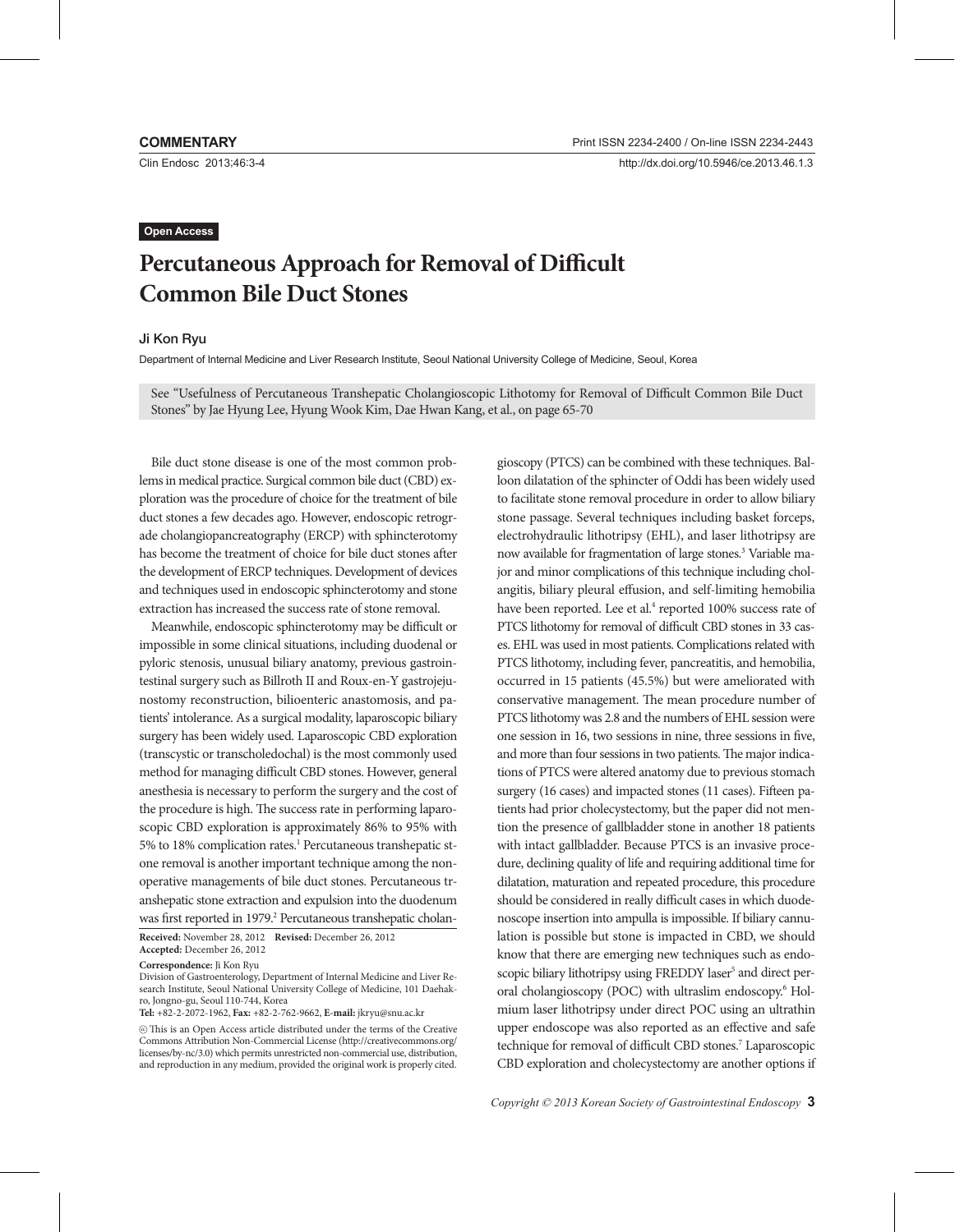**COMMENTARY**

**Open Access**

# Percutaneous Approach for Removal of Difficult Common Bile Duct Stones

**Ji Kon Ryu**

Department of Internal Medicine and Liver Research Institute, Seoul National University College of Medicine, Seoul, Korea

See "Usefulness of Percutaneous Transhepatic Cholangioscopic Lithotomy for Removal of Difficult Common Bile Duct Stones" by Jae Hyung Lee, Hyung Wook Kim, Dae Hwan Kang, et al., on page 65-70

Bile duct stone disease is one of the most common problems in medical practice. Surgical common bile duct (CBD) exploration was the procedure of choice for the treatment of bile duct stones a few decades ago. However, endoscopic retrograde cholangiopancreatography (ERCP) with sphincterotomy has become the treatment of choice for bile duct stones after the development of ERCP techniques. Development of devices and techniques used in endoscopic sphincterotomy and stone extraction has increased the success rate of stone removal.

Meanwhile, endoscopic sphincterotomy may be difficult or impossible in some clinical situations, including duodenal or pyloric stenosis, unusual biliary anatomy, previous gastrointestinal surgery such as Billroth II and Roux-en-Y gastrojejunostomy reconstruction, bilioenteric anastomosis, and patients' intolerance. As a surgical modality, laparoscopic biliary surgery has been widely used. Laparoscopic CBD exploration (transcystic or transcholedochal) is the most commonly used method for managing difficult CBD stones. However, general anesthesia is necessary to perform the surgery and the cost of the procedure is high. The success rate in performing laparoscopic CBD exploration is approximately 86% to 95% with 5% to 18% complication rates.[1] Percutaneous transhepatic stone removal is another important technique among the nonoperative managements of bile duct stones. Percutaneous transhepatic stone extraction and expulsion into the duodenum was first reported in 1979.[2] Percutaneous transhepatic cholangioscopy (PTCS) can be combined with these techniques. Balloon dilatation of the sphincter of Oddi has been widely used to facilitate stone removal procedure in order to allow biliary stone passage. Several techniques including basket forceps, electrohydraulic lithotripsy (EHL), and laser lithotripsy are now available for fragmentation of large stones.[3] Variable major and minor complications of this technique including cholangitis, biliary pleural effusion, and self-limiting hemobilia have been reported. Lee et al.[4] reported 100% success rate of PTCS lithotomy for removal of difficult CBD stones in 33 cases. EHL was used in most patients. Complications related with PTCS lithotomy, including fever, pancreatitis, and hemobilia, occurred in 15 patients (45.5%) but were ameliorated with conservative management. The mean procedure number of PTCS lithotomy was 2.8 and the numbers of EHL session were one session in 16, two sessions in nine, three sessions in five, and more than four sessions in two patients. The major indications of PTCS were altered anatomy due to previous stomach surgery (16 cases) and impacted stones (11 cases). Fifteen patients had prior cholecystectomy, but the paper did not mention the presence of gallbladder stone in another 18 patients with intact gallbladder. Because PTCS is an invasive procedure, declining quality of life and requiring additional time for dilatation, maturation and repeated procedure, this procedure should be considered in really difficult cases in which duodenoscope insertion into ampulla is impossible. If biliary cannulation is possible but stone is impacted in CBD, we should know that there are emerging new techniques such as endoscopic biliary lithotripsy using FREDDY laser[5] and direct peroral cholangioscopy (POC) with ultraslim endoscopy.[6] Holmium laser lithotripsy under direct POC using an ultrathin upper endoscope was also reported as an effective and safe technique for removal of difficult CBD stones.[7] Laparoscopic CBD exploration and cholecystectomy are another options if

**Received:** November 28, 2012 **Revised:** December 26, 2012
**Accepted:** December 26, 2012

**Correspondence:** Ji Kon Ryu
Division of Gastroenterology, Department of Internal Medicine and Liver Research Institute, Seoul National University College of Medicine, 101 Daehak-ro, Jongno-gu, Seoul 110-744, Korea
**Tel:** +82-2-2072-1962, **Fax:** +82-2-762-9662, **E-mail:** jkryu@snu.ac.kr

This is an Open Access article distributed under the terms of the Creative Commons Attribution Non-Commercial License (http://creativecommons.org/licenses/by-nc/3.0) which permits unrestricted non-commercial use, distribution, and reproduction in any medium, provided the original work is properly cited.

*Copyright © 2013 Korean Society of Gastrointestinal Endoscopy*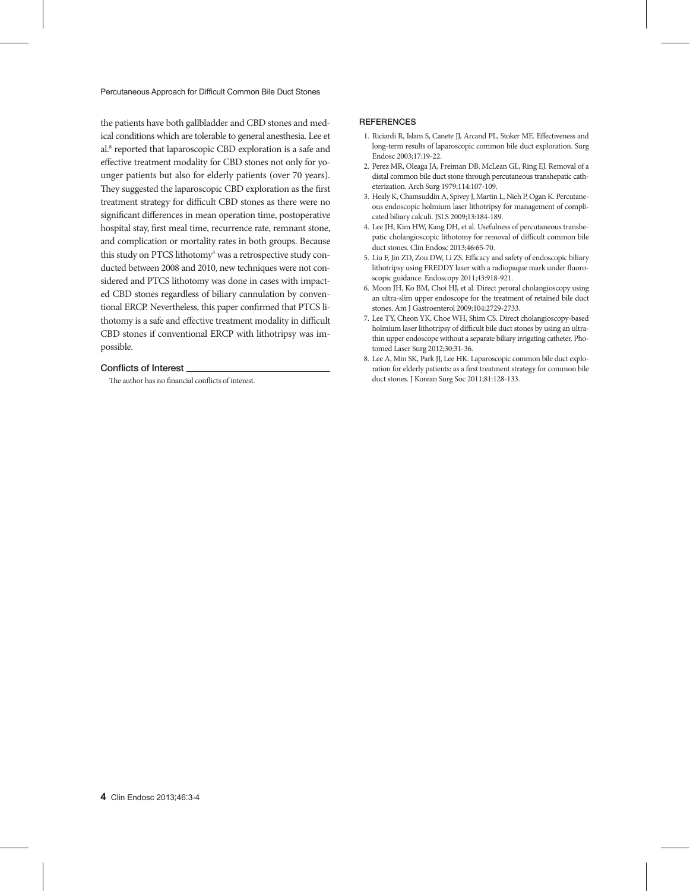the patients have both gallbladder and CBD stones and medical conditions which are tolerable to general anesthesia. Lee et al.[8] reported that laparoscopic CBD exploration is a safe and effective treatment modality for CBD stones not only for younger patients but also for elderly patients (over 70 years). They suggested the laparoscopic CBD exploration as the first treatment strategy for difficult CBD stones as there were no significant differences in mean operation time, postoperative hospital stay, first meal time, recurrence rate, remnant stone, and complication or mortality rates in both groups. Because this study on PTCS lithotomy[4] was a retrospective study conducted between 2008 and 2010, new techniques were not considered and PTCS lithotomy was done in cases with impacted CBD stones regardless of biliary cannulation by conventional ERCP. Nevertheless, this paper confirmed that PTCS lithotomy is a safe and effective treatment modality in difficult CBD stones if conventional ERCP with lithotripsy was impossible.

## Conflicts of Interest

The author has no financial conflicts of interest.

## REFERENCES

1. Riciardi R, Islam S, Canete JJ, Arcand PL, Stoker ME. Effectiveness and long-term results of laparoscopic common bile duct exploration. Surg Endosc 2003;17:19-22.
2. Perez MR, Oleaga JA, Freiman DB, McLean GL, Ring EJ. Removal of a distal common bile duct stone through percutaneous transhepatic catheterization. Arch Surg 1979;114:107-109.
3. Healy K, Chamsuddin A, Spivey J, Martin L, Nieh P, Ogan K. Percutaneous endoscopic holmium laser lithotripsy for management of complicated biliary calculi. JSLS 2009;13:184-189.
4. Lee JH, Kim HW, Kang DH, et al. Usefulness of percutaneous transhepatic cholangioscopic lithotomy for removal of difficult common bile duct stones. Clin Endosc 2013;46:65-70.
5. Liu F, Jin ZD, Zou DW, Li ZS. Efficacy and safety of endoscopic biliary lithotripsy using FREDDY laser with a radiopaque mark under fluoroscopic guidance. Endoscopy 2011;43:918-921.
6. Moon JH, Ko BM, Choi HJ, et al. Direct peroral cholangioscopy using an ultra-slim upper endoscope for the treatment of retained bile duct stones. Am J Gastroenterol 2009;104:2729-2733.
7. Lee TY, Cheon YK, Choe WH, Shim CS. Direct cholangioscopy-based holmium laser lithotripsy of difficult bile duct stones by using an ultrathin upper endoscope without a separate biliary irrigating catheter. Photomed Laser Surg 2012;30:31-36.
8. Lee A, Min SK, Park JJ, Lee HK. Laparoscopic common bile duct exploration for elderly patients: as a first treatment strategy for common bile duct stones. J Korean Surg Soc 2011;81:128-133.